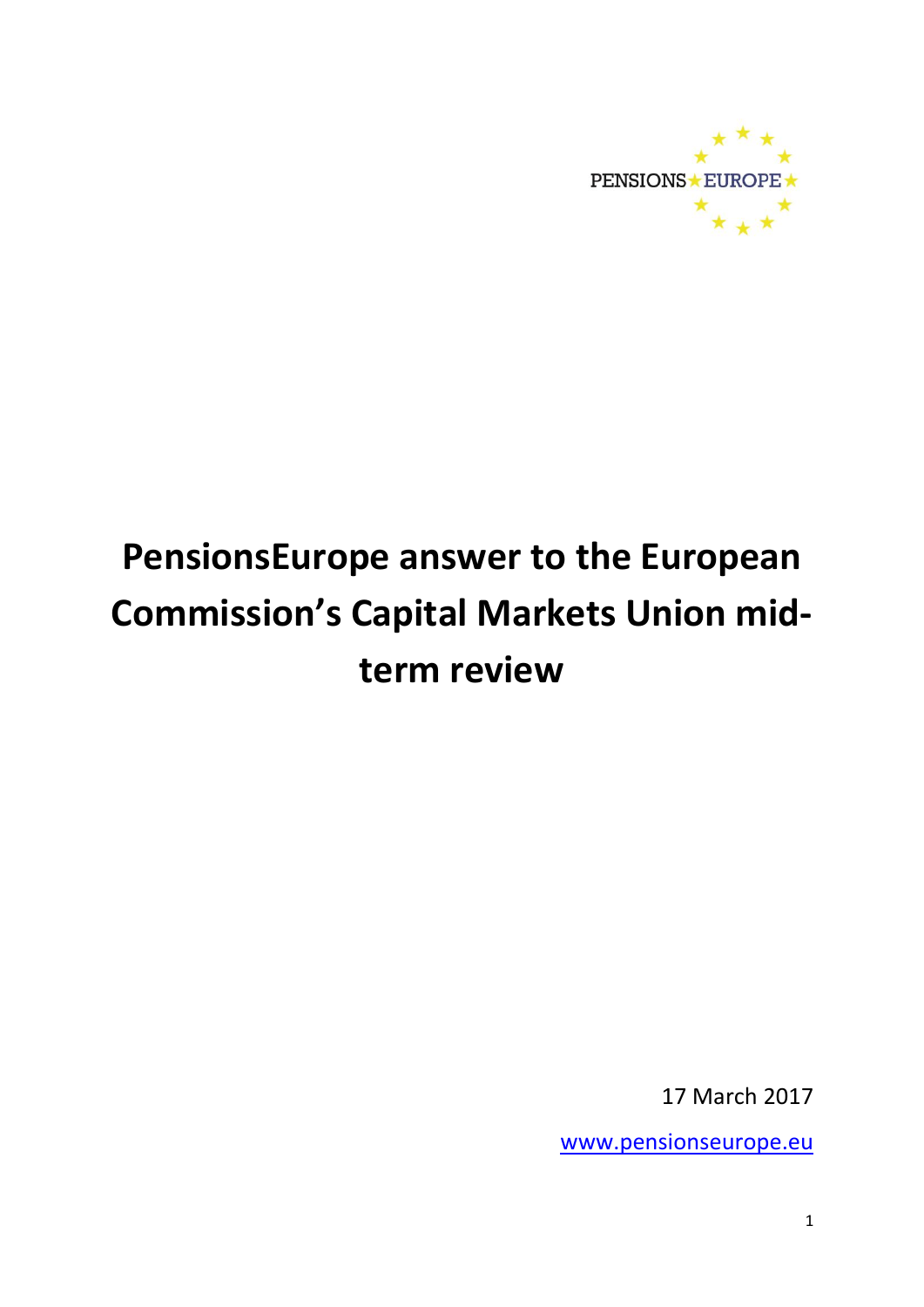PENSIONS EUROPE

# PensionsEurope answer to the European Commission's Capital Markets Union mid-term review

17 March 2017

www.pensionseurope.eu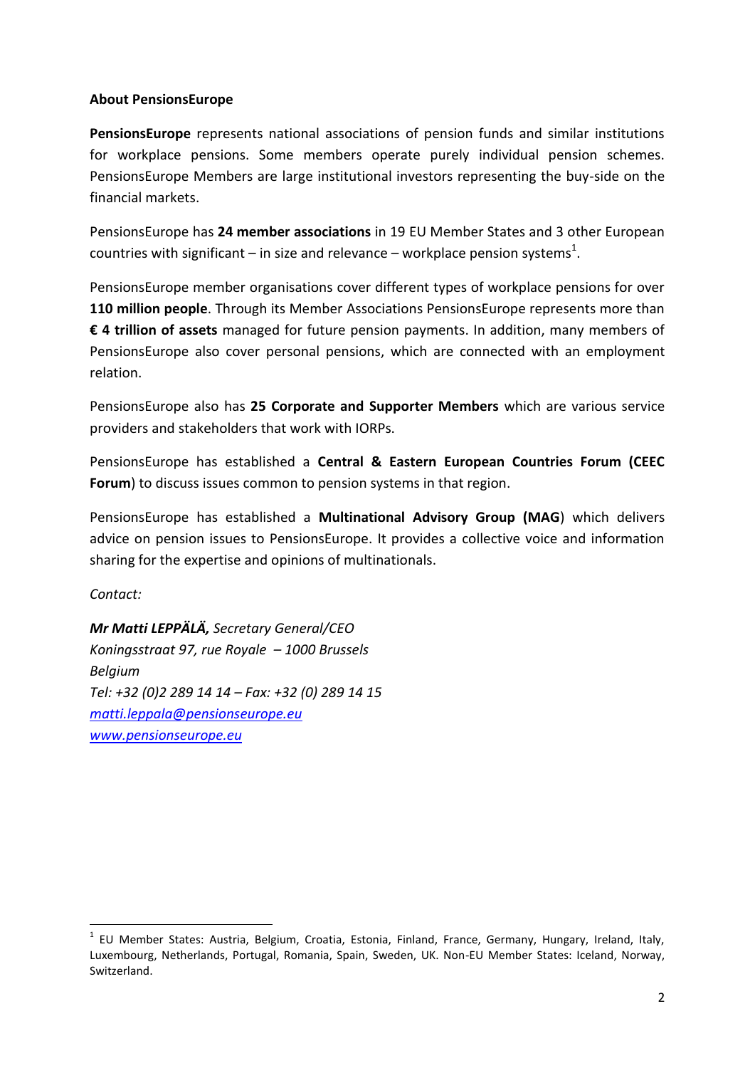**About PensionsEurope**

**PensionsEurope** represents national associations of pension funds and similar institutions for workplace pensions. Some members operate purely individual pension schemes. PensionsEurope Members are large institutional investors representing the buy-side on the financial markets.

PensionsEurope has **24 member associations** in 19 EU Member States and 3 other European countries with significant – in size and relevance – workplace pension systems[1].

PensionsEurope member organisations cover different types of workplace pensions for over **110 million people**. Through its Member Associations PensionsEurope represents more than **€ 4 trillion of assets** managed for future pension payments. In addition, many members of PensionsEurope also cover personal pensions, which are connected with an employment relation.

PensionsEurope also has **25 Corporate and Supporter Members** which are various service providers and stakeholders that work with IORPs.

PensionsEurope has established a **Central & Eastern European Countries Forum (CEEC Forum**) to discuss issues common to pension systems in that region.

PensionsEurope has established a **Multinational Advisory Group (MAG**) which delivers advice on pension issues to PensionsEurope. It provides a collective voice and information sharing for the expertise and opinions of multinationals.

*Contact:*

***Mr Matti LEPPÄLÄ,*** *Secretary General/CEO*
*Koningsstraat 97, rue Royale – 1000 Brussels*
*Belgium*
*Tel: +32 (0)2 289 14 14 – Fax: +32 (0) 289 14 15*
*matti.leppala@pensionseurope.eu*
*www.pensionseurope.eu*

[1] EU Member States: Austria, Belgium, Croatia, Estonia, Finland, France, Germany, Hungary, Ireland, Italy, Luxembourg, Netherlands, Portugal, Romania, Spain, Sweden, UK. Non-EU Member States: Iceland, Norway, Switzerland.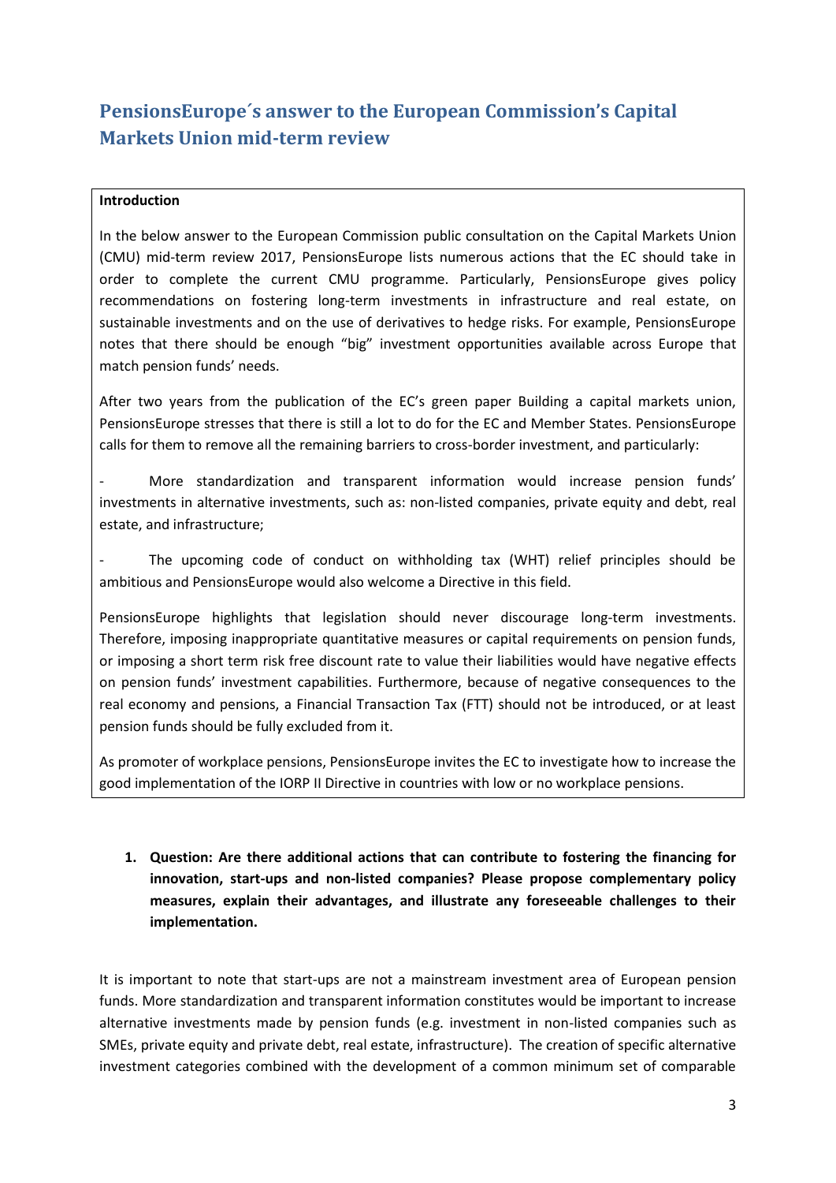# PensionsEurope´s answer to the European Commission's Capital Markets Union mid-term review

**Introduction**

In the below answer to the European Commission public consultation on the Capital Markets Union (CMU) mid-term review 2017, PensionsEurope lists numerous actions that the EC should take in order to complete the current CMU programme. Particularly, PensionsEurope gives policy recommendations on fostering long-term investments in infrastructure and real estate, on sustainable investments and on the use of derivatives to hedge risks. For example, PensionsEurope notes that there should be enough "big" investment opportunities available across Europe that match pension funds' needs.

After two years from the publication of the EC's green paper Building a capital markets union, PensionsEurope stresses that there is still a lot to do for the EC and Member States. PensionsEurope calls for them to remove all the remaining barriers to cross-border investment, and particularly:

- More standardization and transparent information would increase pension funds' investments in alternative investments, such as: non-listed companies, private equity and debt, real estate, and infrastructure;
- The upcoming code of conduct on withholding tax (WHT) relief principles should be ambitious and PensionsEurope would also welcome a Directive in this field.

PensionsEurope highlights that legislation should never discourage long-term investments. Therefore, imposing inappropriate quantitative measures or capital requirements on pension funds, or imposing a short term risk free discount rate to value their liabilities would have negative effects on pension funds' investment capabilities. Furthermore, because of negative consequences to the real economy and pensions, a Financial Transaction Tax (FTT) should not be introduced, or at least pension funds should be fully excluded from it.

As promoter of workplace pensions, PensionsEurope invites the EC to investigate how to increase the good implementation of the IORP II Directive in countries with low or no workplace pensions.

1. **Question: Are there additional actions that can contribute to fostering the financing for innovation, start-ups and non-listed companies? Please propose complementary policy measures, explain their advantages, and illustrate any foreseeable challenges to their implementation.**

It is important to note that start-ups are not a mainstream investment area of European pension funds. More standardization and transparent information constitutes would be important to increase alternative investments made by pension funds (e.g. investment in non-listed companies such as SMEs, private equity and private debt, real estate, infrastructure). The creation of specific alternative investment categories combined with the development of a common minimum set of comparable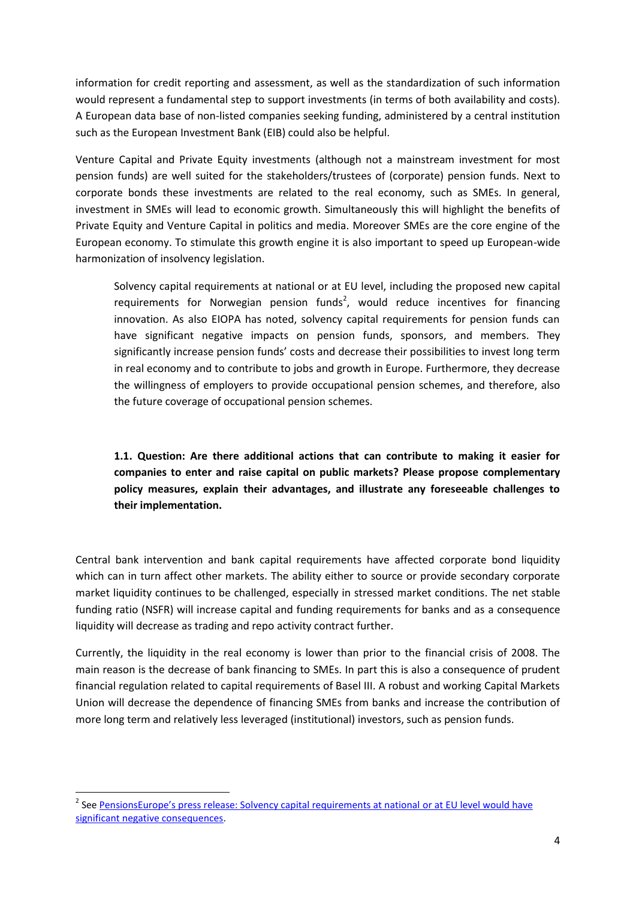information for credit reporting and assessment, as well as the standardization of such information would represent a fundamental step to support investments (in terms of both availability and costs). A European data base of non-listed companies seeking funding, administered by a central institution such as the European Investment Bank (EIB) could also be helpful.

Venture Capital and Private Equity investments (although not a mainstream investment for most pension funds) are well suited for the stakeholders/trustees of (corporate) pension funds. Next to corporate bonds these investments are related to the real economy, such as SMEs. In general, investment in SMEs will lead to economic growth. Simultaneously this will highlight the benefits of Private Equity and Venture Capital in politics and media. Moreover SMEs are the core engine of the European economy. To stimulate this growth engine it is also important to speed up European-wide harmonization of insolvency legislation.

> Solvency capital requirements at national or at EU level, including the proposed new capital requirements for Norwegian pension funds[2], would reduce incentives for financing innovation. As also EIOPA has noted, solvency capital requirements for pension funds can have significant negative impacts on pension funds, sponsors, and members. They significantly increase pension funds' costs and decrease their possibilities to invest long term in real economy and to contribute to jobs and growth in Europe. Furthermore, they decrease the willingness of employers to provide occupational pension schemes, and therefore, also the future coverage of occupational pension schemes.

**1.1. Question: Are there additional actions that can contribute to making it easier for companies to enter and raise capital on public markets? Please propose complementary policy measures, explain their advantages, and illustrate any foreseeable challenges to their implementation.**

Central bank intervention and bank capital requirements have affected corporate bond liquidity which can in turn affect other markets. The ability either to source or provide secondary corporate market liquidity continues to be challenged, especially in stressed market conditions. The net stable funding ratio (NSFR) will increase capital and funding requirements for banks and as a consequence liquidity will decrease as trading and repo activity contract further.

Currently, the liquidity in the real economy is lower than prior to the financial crisis of 2008. The main reason is the decrease of bank financing to SMEs. In part this is also a consequence of prudent financial regulation related to capital requirements of Basel III. A robust and working Capital Markets Union will decrease the dependence of financing SMEs from banks and increase the contribution of more long term and relatively less leveraged (institutional) investors, such as pension funds.

[2] See PensionsEurope's press release: Solvency capital requirements at national or at EU level would have significant negative consequences.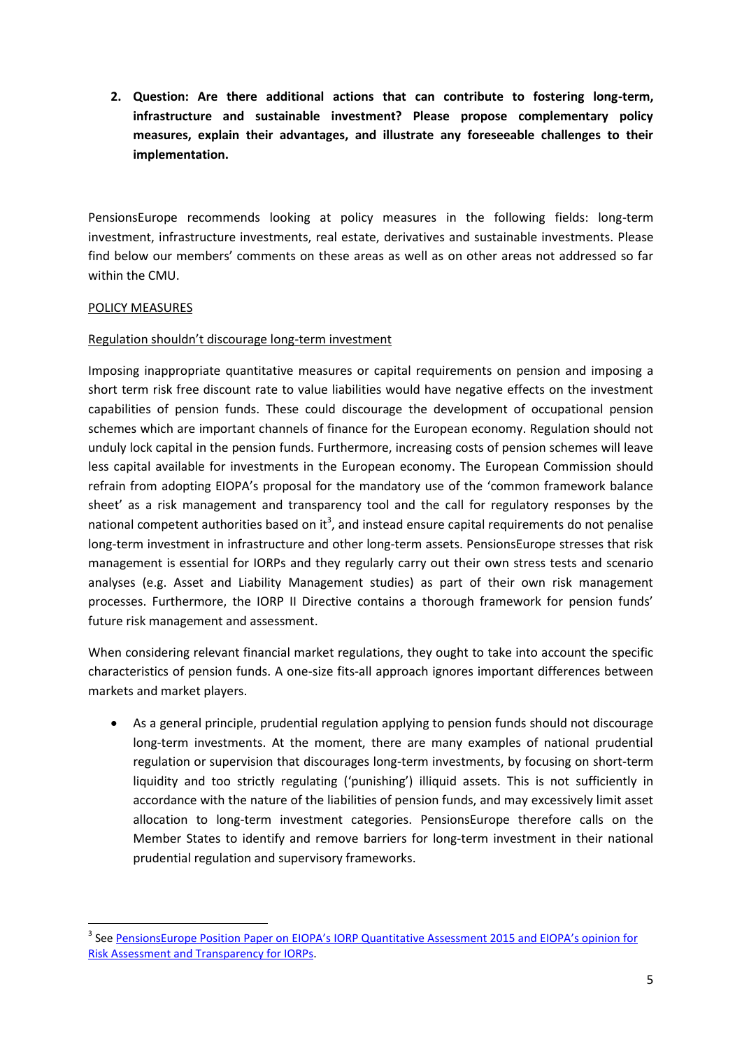**2. Question: Are there additional actions that can contribute to fostering long-term, infrastructure and sustainable investment? Please propose complementary policy measures, explain their advantages, and illustrate any foreseeable challenges to their implementation.**

PensionsEurope recommends looking at policy measures in the following fields: long-term investment, infrastructure investments, real estate, derivatives and sustainable investments. Please find below our members' comments on these areas as well as on other areas not addressed so far within the CMU.

POLICY MEASURES

Regulation shouldn't discourage long-term investment

Imposing inappropriate quantitative measures or capital requirements on pension and imposing a short term risk free discount rate to value liabilities would have negative effects on the investment capabilities of pension funds. These could discourage the development of occupational pension schemes which are important channels of finance for the European economy. Regulation should not unduly lock capital in the pension funds. Furthermore, increasing costs of pension schemes will leave less capital available for investments in the European economy. The European Commission should refrain from adopting EIOPA's proposal for the mandatory use of the 'common framework balance sheet' as a risk management and transparency tool and the call for regulatory responses by the national competent authorities based on it[3], and instead ensure capital requirements do not penalise long-term investment in infrastructure and other long-term assets. PensionsEurope stresses that risk management is essential for IORPs and they regularly carry out their own stress tests and scenario analyses (e.g. Asset and Liability Management studies) as part of their own risk management processes. Furthermore, the IORP II Directive contains a thorough framework for pension funds' future risk management and assessment.

When considering relevant financial market regulations, they ought to take into account the specific characteristics of pension funds. A one-size fits-all approach ignores important differences between markets and market players.

- As a general principle, prudential regulation applying to pension funds should not discourage long-term investments. At the moment, there are many examples of national prudential regulation or supervision that discourages long-term investments, by focusing on short-term liquidity and too strictly regulating ('punishing') illiquid assets. This is not sufficiently in accordance with the nature of the liabilities of pension funds, and may excessively limit asset allocation to long-term investment categories. PensionsEurope therefore calls on the Member States to identify and remove barriers for long-term investment in their national prudential regulation and supervisory frameworks.

[3] See PensionsEurope Position Paper on EIOPA's IORP Quantitative Assessment 2015 and EIOPA's opinion for Risk Assessment and Transparency for IORPs.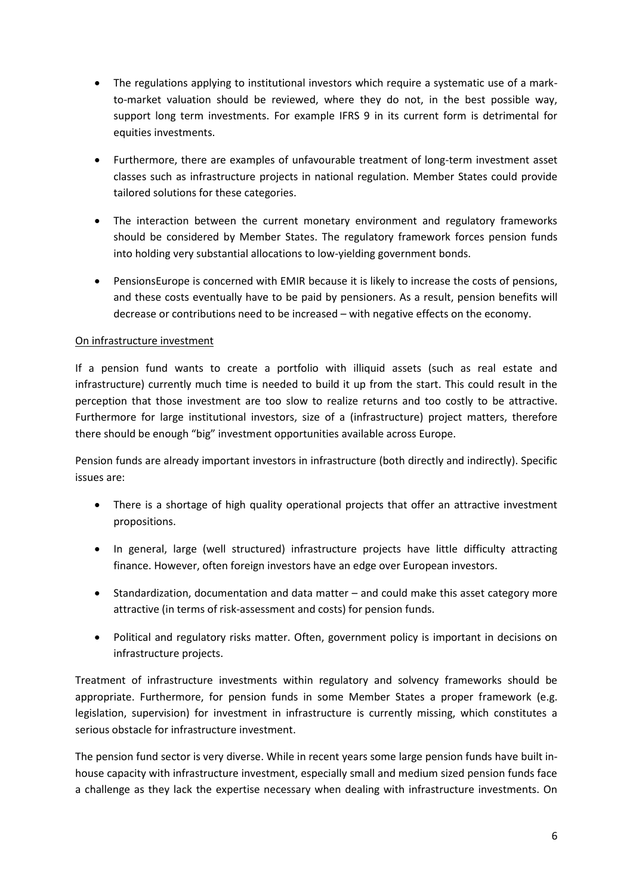- The regulations applying to institutional investors which require a systematic use of a mark-to-market valuation should be reviewed, where they do not, in the best possible way, support long term investments. For example IFRS 9 in its current form is detrimental for equities investments.
- Furthermore, there are examples of unfavourable treatment of long-term investment asset classes such as infrastructure projects in national regulation. Member States could provide tailored solutions for these categories.
- The interaction between the current monetary environment and regulatory frameworks should be considered by Member States. The regulatory framework forces pension funds into holding very substantial allocations to low-yielding government bonds.
- PensionsEurope is concerned with EMIR because it is likely to increase the costs of pensions, and these costs eventually have to be paid by pensioners. As a result, pension benefits will decrease or contributions need to be increased – with negative effects on the economy.

<u>On infrastructure investment</u>

If a pension fund wants to create a portfolio with illiquid assets (such as real estate and infrastructure) currently much time is needed to build it up from the start. This could result in the perception that those investment are too slow to realize returns and too costly to be attractive. Furthermore for large institutional investors, size of a (infrastructure) project matters, therefore there should be enough "big" investment opportunities available across Europe.

Pension funds are already important investors in infrastructure (both directly and indirectly). Specific issues are:

- There is a shortage of high quality operational projects that offer an attractive investment propositions.
- In general, large (well structured) infrastructure projects have little difficulty attracting finance. However, often foreign investors have an edge over European investors.
- Standardization, documentation and data matter – and could make this asset category more attractive (in terms of risk-assessment and costs) for pension funds.
- Political and regulatory risks matter. Often, government policy is important in decisions on infrastructure projects.

Treatment of infrastructure investments within regulatory and solvency frameworks should be appropriate. Furthermore, for pension funds in some Member States a proper framework (e.g. legislation, supervision) for investment in infrastructure is currently missing, which constitutes a serious obstacle for infrastructure investment.

The pension fund sector is very diverse. While in recent years some large pension funds have built in-house capacity with infrastructure investment, especially small and medium sized pension funds face a challenge as they lack the expertise necessary when dealing with infrastructure investments. On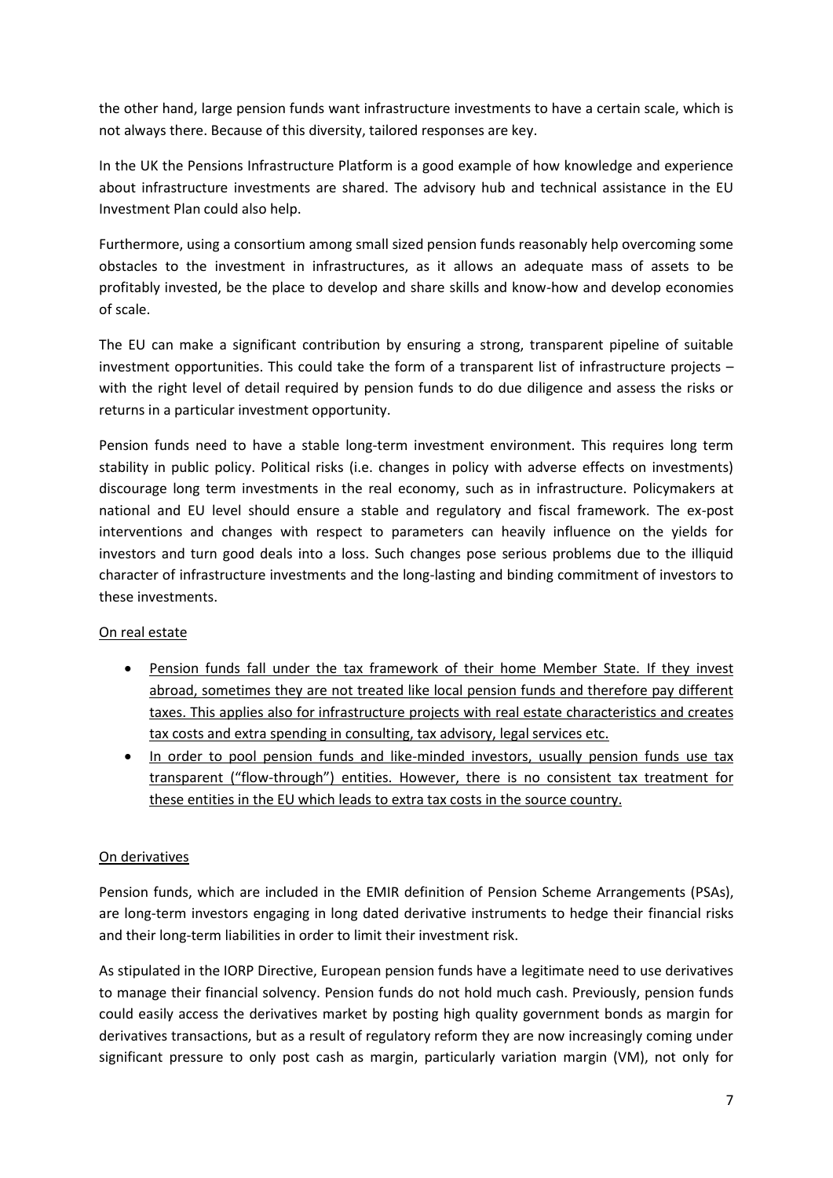the other hand, large pension funds want infrastructure investments to have a certain scale, which is not always there. Because of this diversity, tailored responses are key.

In the UK the Pensions Infrastructure Platform is a good example of how knowledge and experience about infrastructure investments are shared. The advisory hub and technical assistance in the EU Investment Plan could also help.

Furthermore, using a consortium among small sized pension funds reasonably help overcoming some obstacles to the investment in infrastructures, as it allows an adequate mass of assets to be profitably invested, be the place to develop and share skills and know-how and develop economies of scale.

The EU can make a significant contribution by ensuring a strong, transparent pipeline of suitable investment opportunities. This could take the form of a transparent list of infrastructure projects – with the right level of detail required by pension funds to do due diligence and assess the risks or returns in a particular investment opportunity.

Pension funds need to have a stable long-term investment environment. This requires long term stability in public policy. Political risks (i.e. changes in policy with adverse effects on investments) discourage long term investments in the real economy, such as in infrastructure. Policymakers at national and EU level should ensure a stable and regulatory and fiscal framework. The ex-post interventions and changes with respect to parameters can heavily influence on the yields for investors and turn good deals into a loss. Such changes pose serious problems due to the illiquid character of infrastructure investments and the long-lasting and binding commitment of investors to these investments.

<u>On real estate</u>

- <u>Pension funds fall under the tax framework of their home Member State. If they invest abroad, sometimes they are not treated like local pension funds and therefore pay different taxes. This applies also for infrastructure projects with real estate characteristics and creates tax costs and extra spending in consulting, tax advisory, legal services etc.</u>
- <u>In order to pool pension funds and like-minded investors, usually pension funds use tax transparent ("flow-through") entities. However, there is no consistent tax treatment for these entities in the EU which leads to extra tax costs in the source country.</u>

<u>On derivatives</u>

Pension funds, which are included in the EMIR definition of Pension Scheme Arrangements (PSAs), are long-term investors engaging in long dated derivative instruments to hedge their financial risks and their long-term liabilities in order to limit their investment risk.

As stipulated in the IORP Directive, European pension funds have a legitimate need to use derivatives to manage their financial solvency. Pension funds do not hold much cash. Previously, pension funds could easily access the derivatives market by posting high quality government bonds as margin for derivatives transactions, but as a result of regulatory reform they are now increasingly coming under significant pressure to only post cash as margin, particularly variation margin (VM), not only for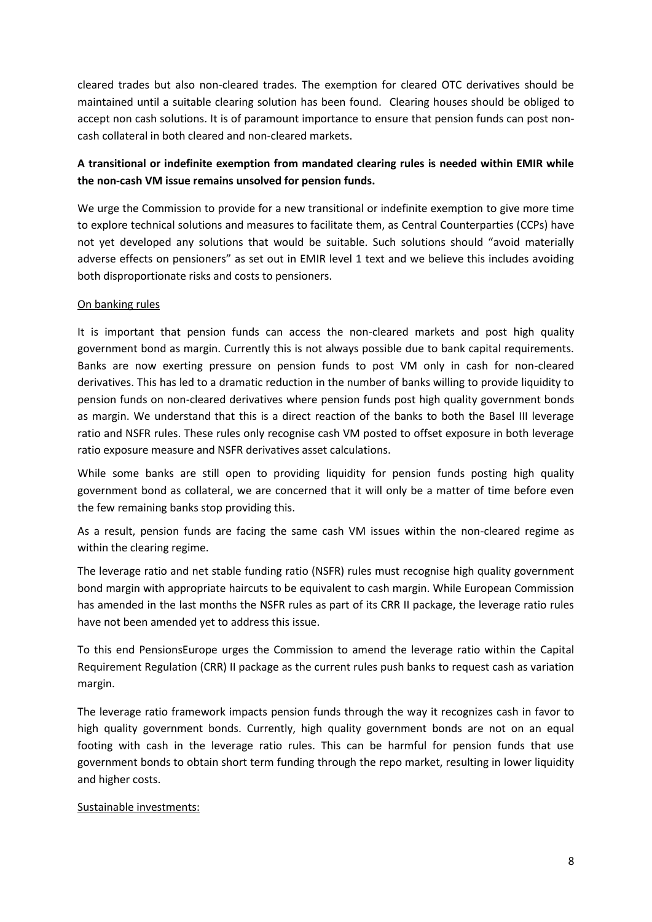cleared trades but also non-cleared trades. The exemption for cleared OTC derivatives should be maintained until a suitable clearing solution has been found. Clearing houses should be obliged to accept non cash solutions. It is of paramount importance to ensure that pension funds can post non-cash collateral in both cleared and non-cleared markets.

**A transitional or indefinite exemption from mandated clearing rules is needed within EMIR while the non-cash VM issue remains unsolved for pension funds.**

We urge the Commission to provide for a new transitional or indefinite exemption to give more time to explore technical solutions and measures to facilitate them, as Central Counterparties (CCPs) have not yet developed any solutions that would be suitable. Such solutions should "avoid materially adverse effects on pensioners" as set out in EMIR level 1 text and we believe this includes avoiding both disproportionate risks and costs to pensioners.

<u>On banking rules</u>

It is important that pension funds can access the non-cleared markets and post high quality government bond as margin. Currently this is not always possible due to bank capital requirements. Banks are now exerting pressure on pension funds to post VM only in cash for non-cleared derivatives. This has led to a dramatic reduction in the number of banks willing to provide liquidity to pension funds on non-cleared derivatives where pension funds post high quality government bonds as margin. We understand that this is a direct reaction of the banks to both the Basel III leverage ratio and NSFR rules. These rules only recognise cash VM posted to offset exposure in both leverage ratio exposure measure and NSFR derivatives asset calculations.

While some banks are still open to providing liquidity for pension funds posting high quality government bond as collateral, we are concerned that it will only be a matter of time before even the few remaining banks stop providing this.

As a result, pension funds are facing the same cash VM issues within the non-cleared regime as within the clearing regime.

The leverage ratio and net stable funding ratio (NSFR) rules must recognise high quality government bond margin with appropriate haircuts to be equivalent to cash margin. While European Commission has amended in the last months the NSFR rules as part of its CRR II package, the leverage ratio rules have not been amended yet to address this issue.

To this end PensionsEurope urges the Commission to amend the leverage ratio within the Capital Requirement Regulation (CRR) II package as the current rules push banks to request cash as variation margin.

The leverage ratio framework impacts pension funds through the way it recognizes cash in favor to high quality government bonds. Currently, high quality government bonds are not on an equal footing with cash in the leverage ratio rules. This can be harmful for pension funds that use government bonds to obtain short term funding through the repo market, resulting in lower liquidity and higher costs.

<u>Sustainable investments:</u>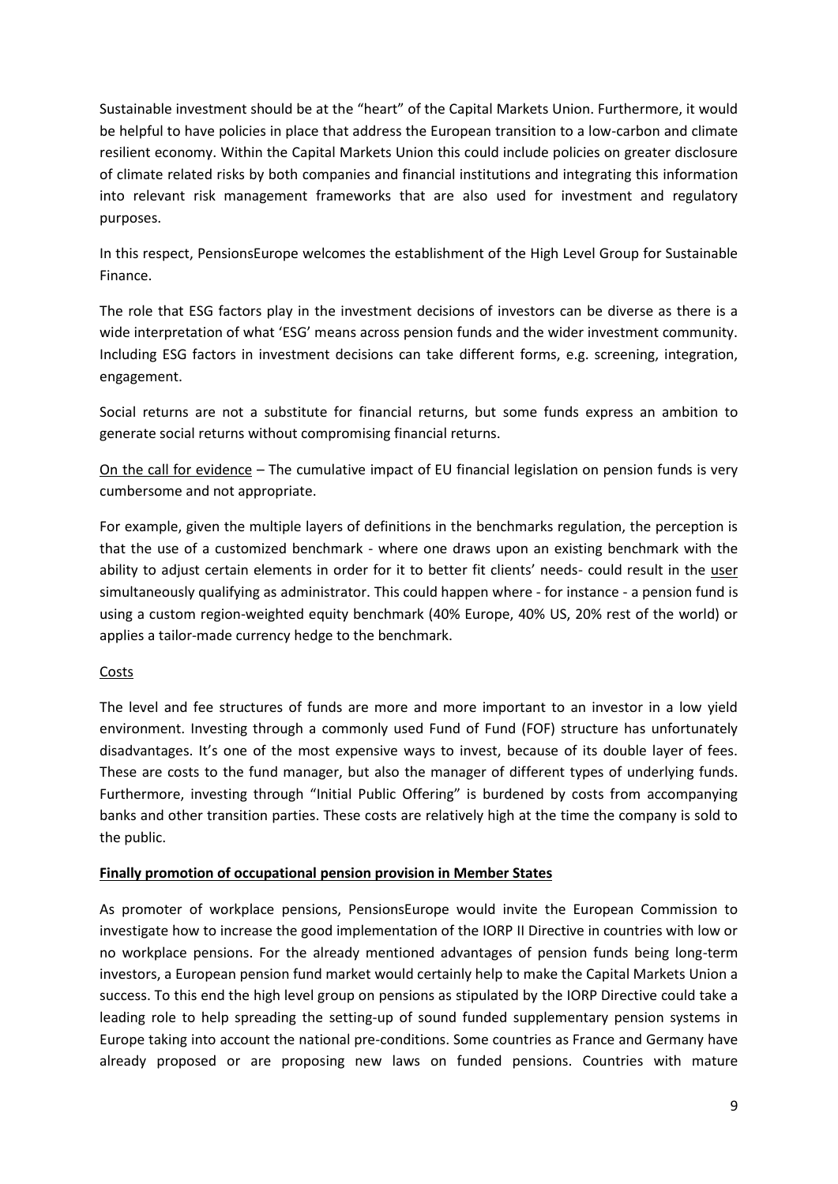Sustainable investment should be at the "heart" of the Capital Markets Union. Furthermore, it would be helpful to have policies in place that address the European transition to a low-carbon and climate resilient economy. Within the Capital Markets Union this could include policies on greater disclosure of climate related risks by both companies and financial institutions and integrating this information into relevant risk management frameworks that are also used for investment and regulatory purposes.

In this respect, PensionsEurope welcomes the establishment of the High Level Group for Sustainable Finance.

The role that ESG factors play in the investment decisions of investors can be diverse as there is a wide interpretation of what 'ESG' means across pension funds and the wider investment community. Including ESG factors in investment decisions can take different forms, e.g. screening, integration, engagement.

Social returns are not a substitute for financial returns, but some funds express an ambition to generate social returns without compromising financial returns.

<u>On the call for evidence</u> – The cumulative impact of EU financial legislation on pension funds is very cumbersome and not appropriate.

For example, given the multiple layers of definitions in the benchmarks regulation, the perception is that the use of a customized benchmark - where one draws upon an existing benchmark with the ability to adjust certain elements in order for it to better fit clients' needs- could result in the <u>user</u> simultaneously qualifying as administrator. This could happen where - for instance - a pension fund is using a custom region-weighted equity benchmark (40% Europe, 40% US, 20% rest of the world) or applies a tailor-made currency hedge to the benchmark.

<u>Costs</u>

The level and fee structures of funds are more and more important to an investor in a low yield environment. Investing through a commonly used Fund of Fund (FOF) structure has unfortunately disadvantages. It's one of the most expensive ways to invest, because of its double layer of fees. These are costs to the fund manager, but also the manager of different types of underlying funds. Furthermore, investing through "Initial Public Offering" is burdened by costs from accompanying banks and other transition parties. These costs are relatively high at the time the company is sold to the public.

**<u>Finally promotion of occupational pension provision in Member States</u>**

As promoter of workplace pensions, PensionsEurope would invite the European Commission to investigate how to increase the good implementation of the IORP II Directive in countries with low or no workplace pensions. For the already mentioned advantages of pension funds being long-term investors, a European pension fund market would certainly help to make the Capital Markets Union a success. To this end the high level group on pensions as stipulated by the IORP Directive could take a leading role to help spreading the setting-up of sound funded supplementary pension systems in Europe taking into account the national pre-conditions. Some countries as France and Germany have already proposed or are proposing new laws on funded pensions. Countries with mature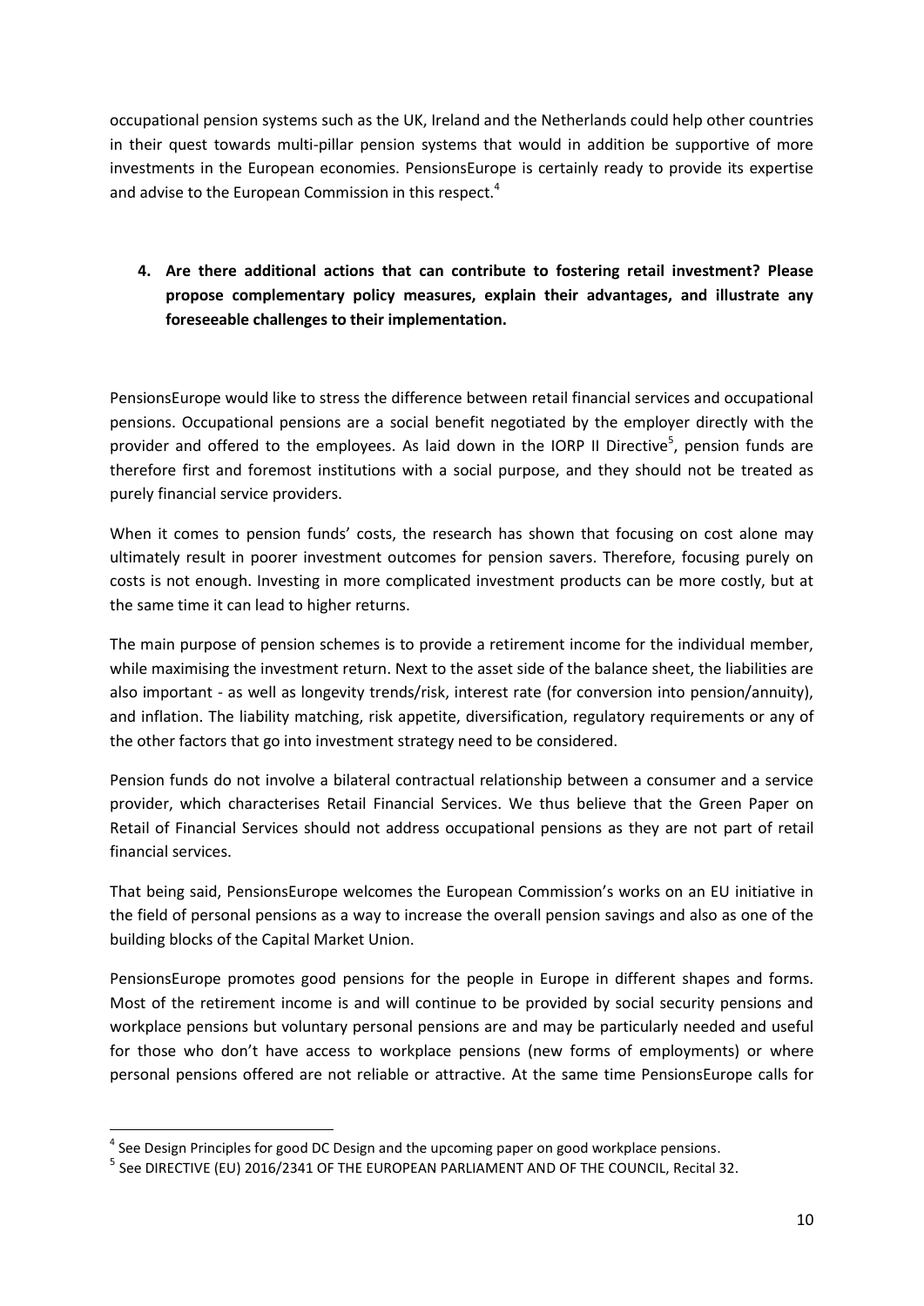occupational pension systems such as the UK, Ireland and the Netherlands could help other countries in their quest towards multi-pillar pension systems that would in addition be supportive of more investments in the European economies. PensionsEurope is certainly ready to provide its expertise and advise to the European Commission in this respect.[4]

**4. Are there additional actions that can contribute to fostering retail investment? Please propose complementary policy measures, explain their advantages, and illustrate any foreseeable challenges to their implementation.**

PensionsEurope would like to stress the difference between retail financial services and occupational pensions. Occupational pensions are a social benefit negotiated by the employer directly with the provider and offered to the employees. As laid down in the IORP II Directive[5], pension funds are therefore first and foremost institutions with a social purpose, and they should not be treated as purely financial service providers.

When it comes to pension funds' costs, the research has shown that focusing on cost alone may ultimately result in poorer investment outcomes for pension savers. Therefore, focusing purely on costs is not enough. Investing in more complicated investment products can be more costly, but at the same time it can lead to higher returns.

The main purpose of pension schemes is to provide a retirement income for the individual member, while maximising the investment return. Next to the asset side of the balance sheet, the liabilities are also important - as well as longevity trends/risk, interest rate (for conversion into pension/annuity), and inflation. The liability matching, risk appetite, diversification, regulatory requirements or any of the other factors that go into investment strategy need to be considered.

Pension funds do not involve a bilateral contractual relationship between a consumer and a service provider, which characterises Retail Financial Services. We thus believe that the Green Paper on Retail of Financial Services should not address occupational pensions as they are not part of retail financial services.

That being said, PensionsEurope welcomes the European Commission's works on an EU initiative in the field of personal pensions as a way to increase the overall pension savings and also as one of the building blocks of the Capital Market Union.

PensionsEurope promotes good pensions for the people in Europe in different shapes and forms. Most of the retirement income is and will continue to be provided by social security pensions and workplace pensions but voluntary personal pensions are and may be particularly needed and useful for those who don't have access to workplace pensions (new forms of employments) or where personal pensions offered are not reliable or attractive. At the same time PensionsEurope calls for

[4] See Design Principles for good DC Design and the upcoming paper on good workplace pensions.

[5] See DIRECTIVE (EU) 2016/2341 OF THE EUROPEAN PARLIAMENT AND OF THE COUNCIL, Recital 32.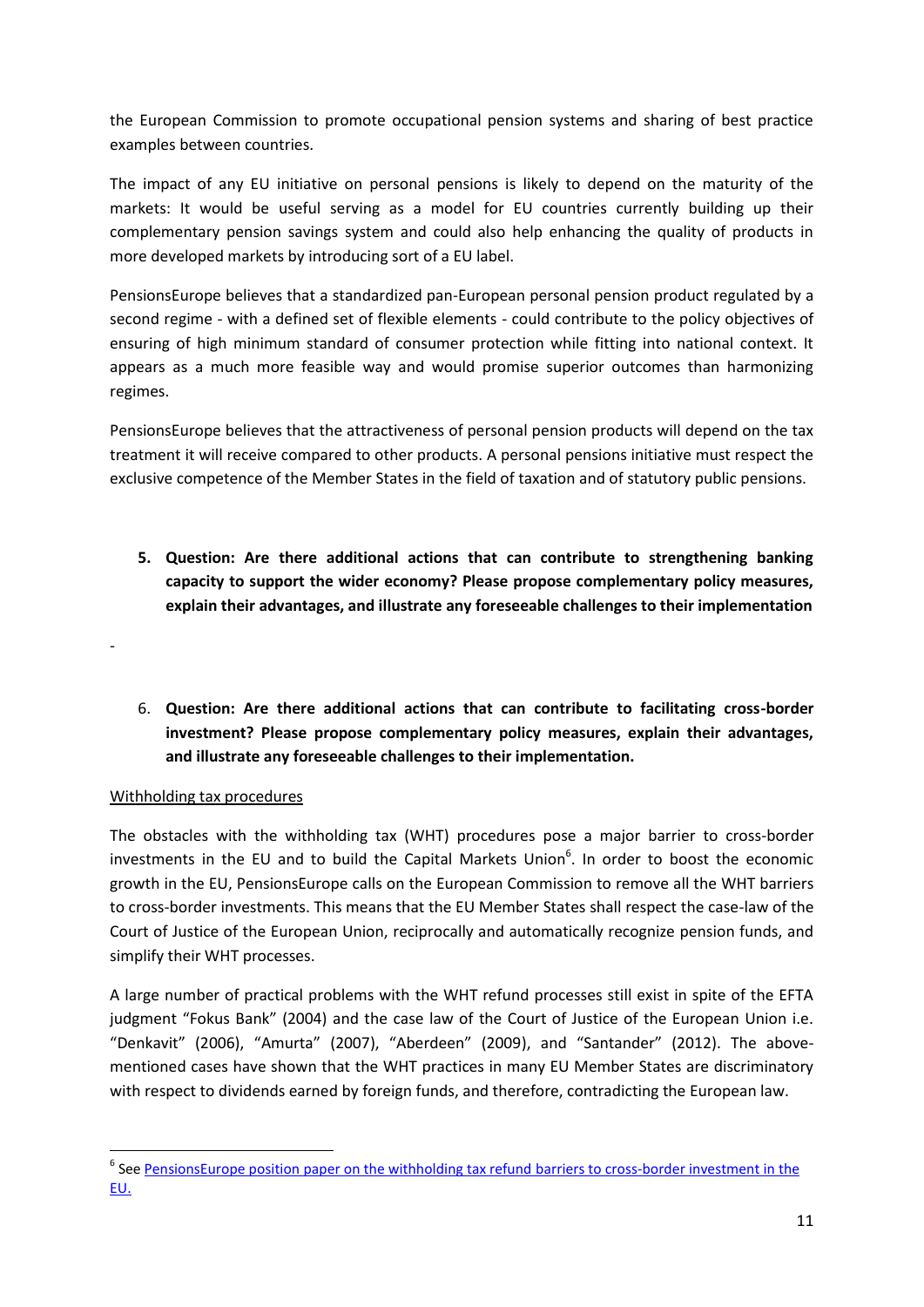the European Commission to promote occupational pension systems and sharing of best practice examples between countries.

The impact of any EU initiative on personal pensions is likely to depend on the maturity of the markets: It would be useful serving as a model for EU countries currently building up their complementary pension savings system and could also help enhancing the quality of products in more developed markets by introducing sort of a EU label.

PensionsEurope believes that a standardized pan-European personal pension product regulated by a second regime - with a defined set of flexible elements - could contribute to the policy objectives of ensuring of high minimum standard of consumer protection while fitting into national context. It appears as a much more feasible way and would promise superior outcomes than harmonizing regimes.

PensionsEurope believes that the attractiveness of personal pension products will depend on the tax treatment it will receive compared to other products. A personal pensions initiative must respect the exclusive competence of the Member States in the field of taxation and of statutory public pensions.

5. **Question: Are there additional actions that can contribute to strengthening banking capacity to support the wider economy? Please propose complementary policy measures, explain their advantages, and illustrate any foreseeable challenges to their implementation**

-

6. **Question: Are there additional actions that can contribute to facilitating cross-border investment? Please propose complementary policy measures, explain their advantages, and illustrate any foreseeable challenges to their implementation.**

Withholding tax procedures

The obstacles with the withholding tax (WHT) procedures pose a major barrier to cross-border investments in the EU and to build the Capital Markets Union[6]. In order to boost the economic growth in the EU, PensionsEurope calls on the European Commission to remove all the WHT barriers to cross-border investments. This means that the EU Member States shall respect the case-law of the Court of Justice of the European Union, reciprocally and automatically recognize pension funds, and simplify their WHT processes.

A large number of practical problems with the WHT refund processes still exist in spite of the EFTA judgment "Fokus Bank" (2004) and the case law of the Court of Justice of the European Union i.e. "Denkavit" (2006), "Amurta" (2007), "Aberdeen" (2009), and "Santander" (2012). The above-mentioned cases have shown that the WHT practices in many EU Member States are discriminatory with respect to dividends earned by foreign funds, and therefore, contradicting the European law.

[6] See PensionsEurope position paper on the withholding tax refund barriers to cross-border investment in the EU.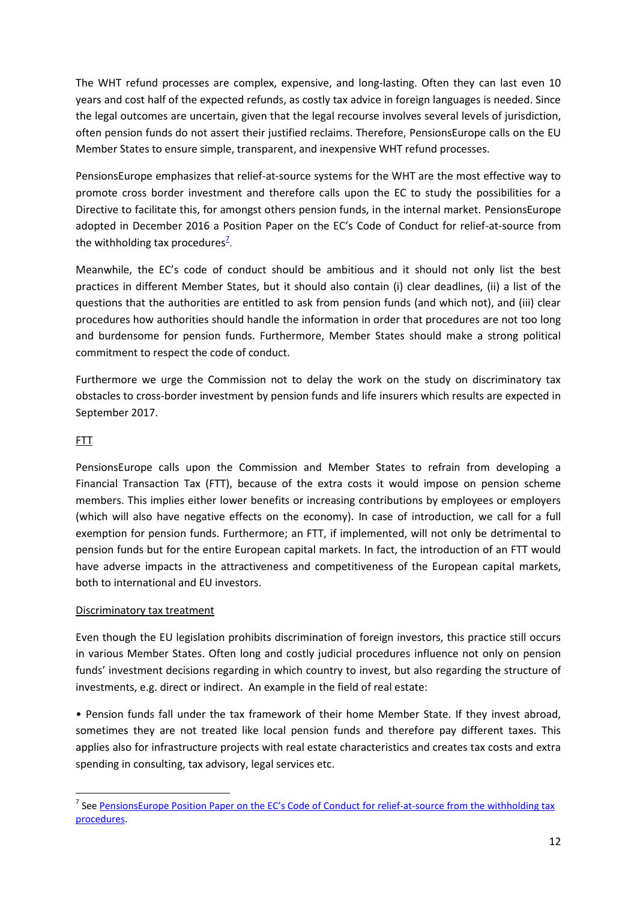The WHT refund processes are complex, expensive, and long-lasting. Often they can last even 10 years and cost half of the expected refunds, as costly tax advice in foreign languages is needed. Since the legal outcomes are uncertain, given that the legal recourse involves several levels of jurisdiction, often pension funds do not assert their justified reclaims. Therefore, PensionsEurope calls on the EU Member States to ensure simple, transparent, and inexpensive WHT refund processes.

PensionsEurope emphasizes that relief-at-source systems for the WHT are the most effective way to promote cross border investment and therefore calls upon the EC to study the possibilities for a Directive to facilitate this, for amongst others pension funds, in the internal market. PensionsEurope adopted in December 2016 a Position Paper on the EC's Code of Conduct for relief-at-source from the withholding tax procedures[7].

Meanwhile, the EC's code of conduct should be ambitious and it should not only list the best practices in different Member States, but it should also contain (i) clear deadlines, (ii) a list of the questions that the authorities are entitled to ask from pension funds (and which not), and (iii) clear procedures how authorities should handle the information in order that procedures are not too long and burdensome for pension funds. Furthermore, Member States should make a strong political commitment to respect the code of conduct.

Furthermore we urge the Commission not to delay the work on the study on discriminatory tax obstacles to cross-border investment by pension funds and life insurers which results are expected in September 2017.

<u>FTT</u>

PensionsEurope calls upon the Commission and Member States to refrain from developing a Financial Transaction Tax (FTT), because of the extra costs it would impose on pension scheme members. This implies either lower benefits or increasing contributions by employees or employers (which will also have negative effects on the economy). In case of introduction, we call for a full exemption for pension funds. Furthermore; an FTT, if implemented, will not only be detrimental to pension funds but for the entire European capital markets. In fact, the introduction of an FTT would have adverse impacts in the attractiveness and competitiveness of the European capital markets, both to international and EU investors.

<u>Discriminatory tax treatment</u>

Even though the EU legislation prohibits discrimination of foreign investors, this practice still occurs in various Member States. Often long and costly judicial procedures influence not only on pension funds' investment decisions regarding in which country to invest, but also regarding the structure of investments, e.g. direct or indirect. An example in the field of real estate:

- Pension funds fall under the tax framework of their home Member State. If they invest abroad, sometimes they are not treated like local pension funds and therefore pay different taxes. This applies also for infrastructure projects with real estate characteristics and creates tax costs and extra spending in consulting, tax advisory, legal services etc.

---

[7] See PensionsEurope Position Paper on the EC's Code of Conduct for relief-at-source from the withholding tax procedures.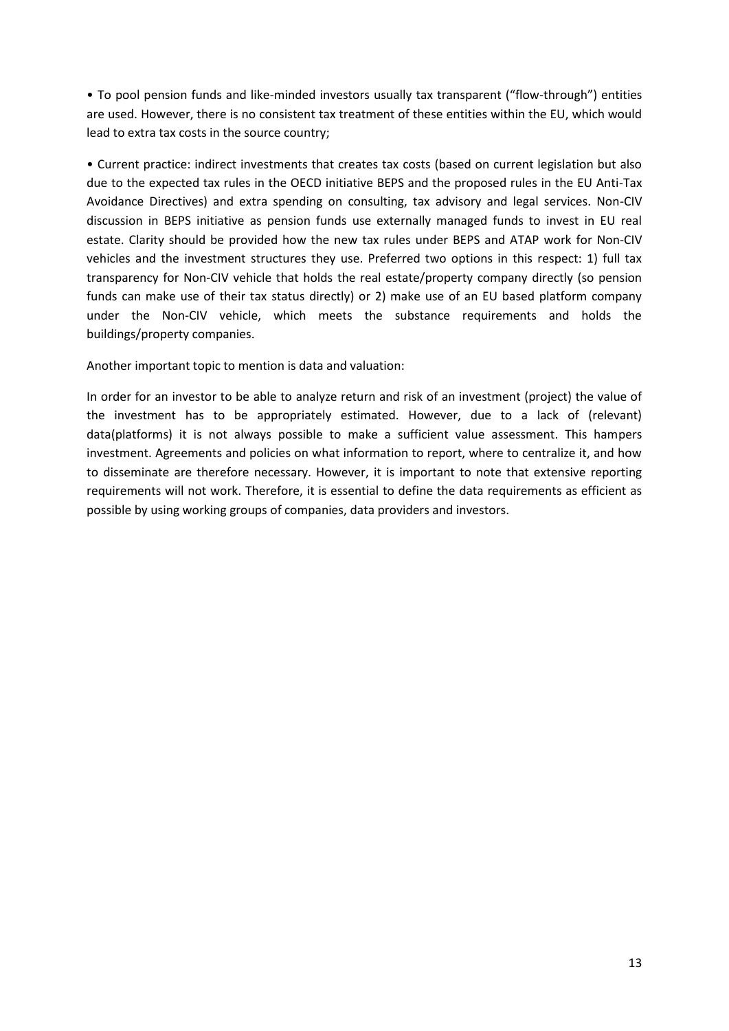- To pool pension funds and like-minded investors usually tax transparent ("flow-through") entities are used. However, there is no consistent tax treatment of these entities within the EU, which would lead to extra tax costs in the source country;

- Current practice: indirect investments that creates tax costs (based on current legislation but also due to the expected tax rules in the OECD initiative BEPS and the proposed rules in the EU Anti-Tax Avoidance Directives) and extra spending on consulting, tax advisory and legal services. Non-CIV discussion in BEPS initiative as pension funds use externally managed funds to invest in EU real estate. Clarity should be provided how the new tax rules under BEPS and ATAP work for Non-CIV vehicles and the investment structures they use. Preferred two options in this respect: 1) full tax transparency for Non-CIV vehicle that holds the real estate/property company directly (so pension funds can make use of their tax status directly) or 2) make use of an EU based platform company under the Non-CIV vehicle, which meets the substance requirements and holds the buildings/property companies.

Another important topic to mention is data and valuation:

In order for an investor to be able to analyze return and risk of an investment (project) the value of the investment has to be appropriately estimated. However, due to a lack of (relevant) data(platforms) it is not always possible to make a sufficient value assessment. This hampers investment. Agreements and policies on what information to report, where to centralize it, and how to disseminate are therefore necessary. However, it is important to note that extensive reporting requirements will not work. Therefore, it is essential to define the data requirements as efficient as possible by using working groups of companies, data providers and investors.